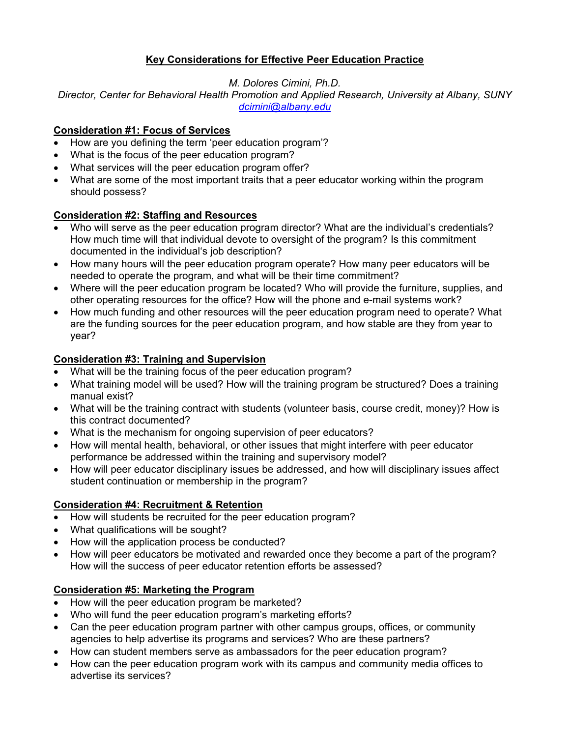# Key Considerations for Effective Peer Education Practice

*M. Dolores Cimini, Ph.D.*
*Director, Center for Behavioral Health Promotion and Applied Research, University at Albany, SUNY*
*dcimini@albany.edu*

## Consideration #1: Focus of Services

- How are you defining the term 'peer education program'?
- What is the focus of the peer education program?
- What services will the peer education program offer?
- What are some of the most important traits that a peer educator working within the program should possess?

## Consideration #2: Staffing and Resources

- Who will serve as the peer education program director? What are the individual's credentials? How much time will that individual devote to oversight of the program? Is this commitment documented in the individual's job description?
- How many hours will the peer education program operate? How many peer educators will be needed to operate the program, and what will be their time commitment?
- Where will the peer education program be located? Who will provide the furniture, supplies, and other operating resources for the office? How will the phone and e-mail systems work?
- How much funding and other resources will the peer education program need to operate? What are the funding sources for the peer education program, and how stable are they from year to year?

## Consideration #3: Training and Supervision

- What will be the training focus of the peer education program?
- What training model will be used? How will the training program be structured? Does a training manual exist?
- What will be the training contract with students (volunteer basis, course credit, money)? How is this contract documented?
- What is the mechanism for ongoing supervision of peer educators?
- How will mental health, behavioral, or other issues that might interfere with peer educator performance be addressed within the training and supervisory model?
- How will peer educator disciplinary issues be addressed, and how will disciplinary issues affect student continuation or membership in the program?

## Consideration #4: Recruitment & Retention

- How will students be recruited for the peer education program?
- What qualifications will be sought?
- How will the application process be conducted?
- How will peer educators be motivated and rewarded once they become a part of the program? How will the success of peer educator retention efforts be assessed?

## Consideration #5: Marketing the Program

- How will the peer education program be marketed?
- Who will fund the peer education program's marketing efforts?
- Can the peer education program partner with other campus groups, offices, or community agencies to help advertise its programs and services? Who are these partners?
- How can student members serve as ambassadors for the peer education program?
- How can the peer education program work with its campus and community media offices to advertise its services?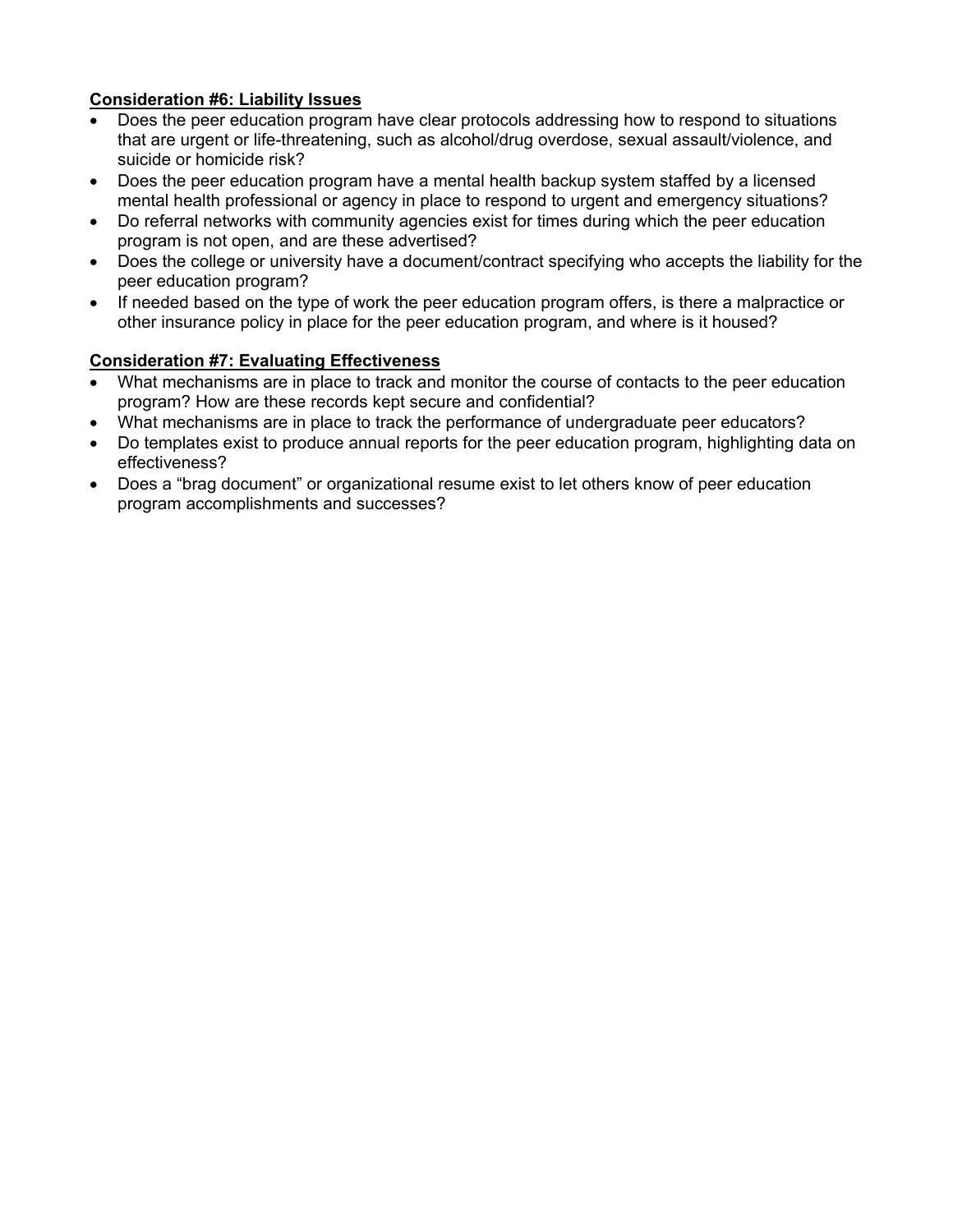**Consideration #6: Liability Issues**

- Does the peer education program have clear protocols addressing how to respond to situations that are urgent or life-threatening, such as alcohol/drug overdose, sexual assault/violence, and suicide or homicide risk?
- Does the peer education program have a mental health backup system staffed by a licensed mental health professional or agency in place to respond to urgent and emergency situations?
- Do referral networks with community agencies exist for times during which the peer education program is not open, and are these advertised?
- Does the college or university have a document/contract specifying who accepts the liability for the peer education program?
- If needed based on the type of work the peer education program offers, is there a malpractice or other insurance policy in place for the peer education program, and where is it housed?

**Consideration #7: Evaluating Effectiveness**

- What mechanisms are in place to track and monitor the course of contacts to the peer education program? How are these records kept secure and confidential?
- What mechanisms are in place to track the performance of undergraduate peer educators?
- Do templates exist to produce annual reports for the peer education program, highlighting data on effectiveness?
- Does a "brag document" or organizational resume exist to let others know of peer education program accomplishments and successes?